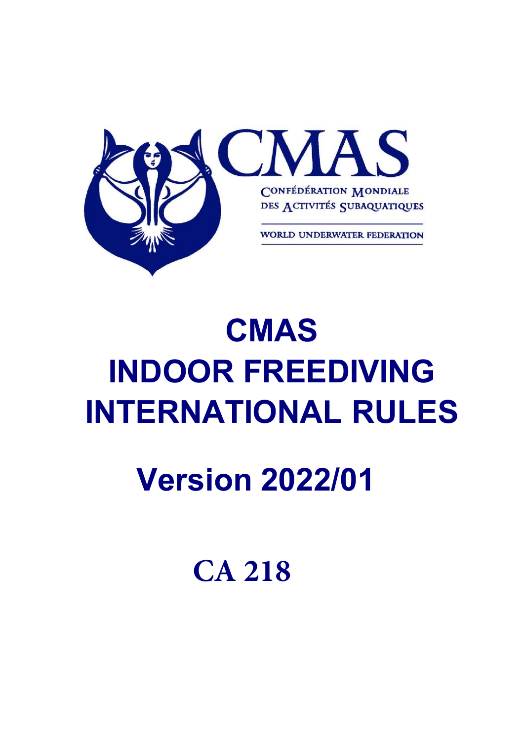CMAS

CONFÉDÉRATION MONDIALE DES ACTIVITÉS SUBAQUATIQUES

WORLD UNDERWATER FEDERATION

# CMAS INDOOR FREEDIVING INTERNATIONAL RULES

## Version 2022/01

## CA 218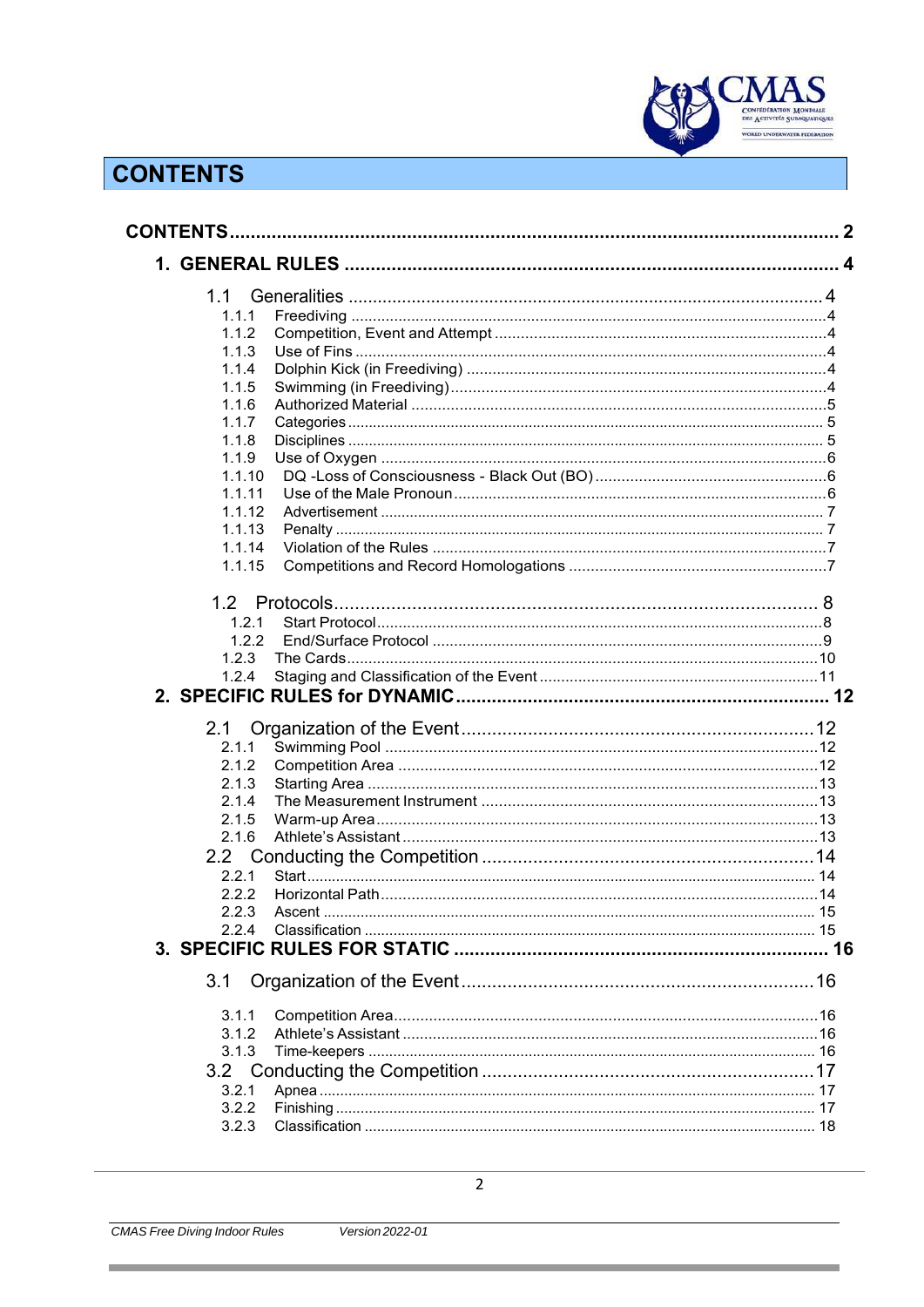# CONTENTS

CONTENTS ........................................................................................................ 2

1. GENERAL RULES ........................................................................................ 4

1.1 Generalities ........................................................................................ 4
- 1.1.1 Freediving ........................................................................................ 4
- 1.1.2 Competition, Event and Attempt ....................................................... 4
- 1.1.3 Use of Fins ........................................................................................ 4
- 1.1.4 Dolphin Kick (in Freediving) .............................................................. 4
- 1.1.5 Swimming (in Freediving) .................................................................. 4
- 1.1.6 Authorized Material ........................................................................... 5
- 1.1.7 Categories ......................................................................................... 5
- 1.1.8 Disciplines ......................................................................................... 5
- 1.1.9 Use of Oxygen ................................................................................... 6
- 1.1.10 DQ -Loss of Consciousness - Black Out (BO) ................................. 6
- 1.1.11 Use of the Male Pronoun ................................................................ 6
- 1.1.12 Advertisement ................................................................................. 7
- 1.1.13 Penalty ............................................................................................ 7
- 1.1.14 Violation of the Rules ..................................................................... 7
- 1.1.15 Competitions and Record Homologations ....................................... 7

1.2 Protocols ............................................................................................ 8
- 1.2.1 Start Protocol .................................................................................... 8
- 1.2.2 End/Surface Protocol ........................................................................ 9
- 1.2.3 The Cards ......................................................................................... 10
- 1.2.4 Staging and Classification of the Event ............................................ 11

2. SPECIFIC RULES for DYNAMIC ................................................................. 12

2.1 Organization of the Event ................................................................... 12
- 2.1.1 Swimming Pool ................................................................................. 12
- 2.1.2 Competition Area .............................................................................. 12
- 2.1.3 Starting Area ..................................................................................... 13
- 2.1.4 The Measurement Instrument ........................................................... 13
- 2.1.5 Warm-up Area .................................................................................. 13
- 2.1.6 Athlete's Assistant ............................................................................ 13

2.2 Conducting the Competition ............................................................... 14
- 2.2.1 Start .................................................................................................. 14
- 2.2.2 Horizontal Path ................................................................................. 14
- 2.2.3 Ascent ............................................................................................... 15
- 2.2.4 Classification ..................................................................................... 15

3. SPECIFIC RULES FOR STATIC .................................................................. 16

3.1 Organization of the Event ................................................................... 16
- 3.1.1 Competition Area .............................................................................. 16
- 3.1.2 Athlete's Assistant ............................................................................ 16
- 3.1.3 Time-keepers .................................................................................... 16

3.2 Conducting the Competition ............................................................... 17
- 3.2.1 Apnea ............................................................................................... 17
- 3.2.2 Finishing ........................................................................................... 17
- 3.2.3 Classification ..................................................................................... 18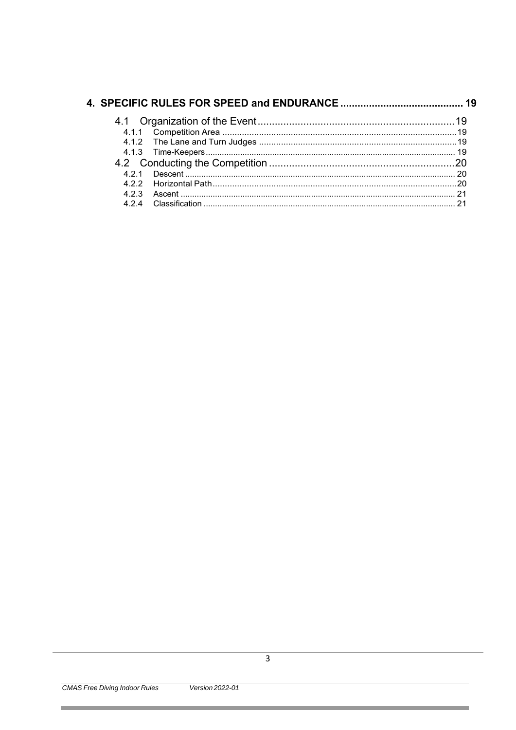**4. SPECIFIC RULES FOR SPEED and ENDURANCE ........................................... 19**

4.1 Organization of the Event ..................................................................... 19

4.1.1 Competition Area ................................................................................. 19

4.1.2 The Lane and Turn Judges ................................................................. 19

4.1.3 Time-Keepers ....................................................................................... 19

4.2 Conducting the Competition .................................................................. 20

4.2.1 Descent ................................................................................................. 20

4.2.2 Horizontal Path ..................................................................................... 20

4.2.3 Ascent ................................................................................................... 21

4.2.4 Classification ........................................................................................ 21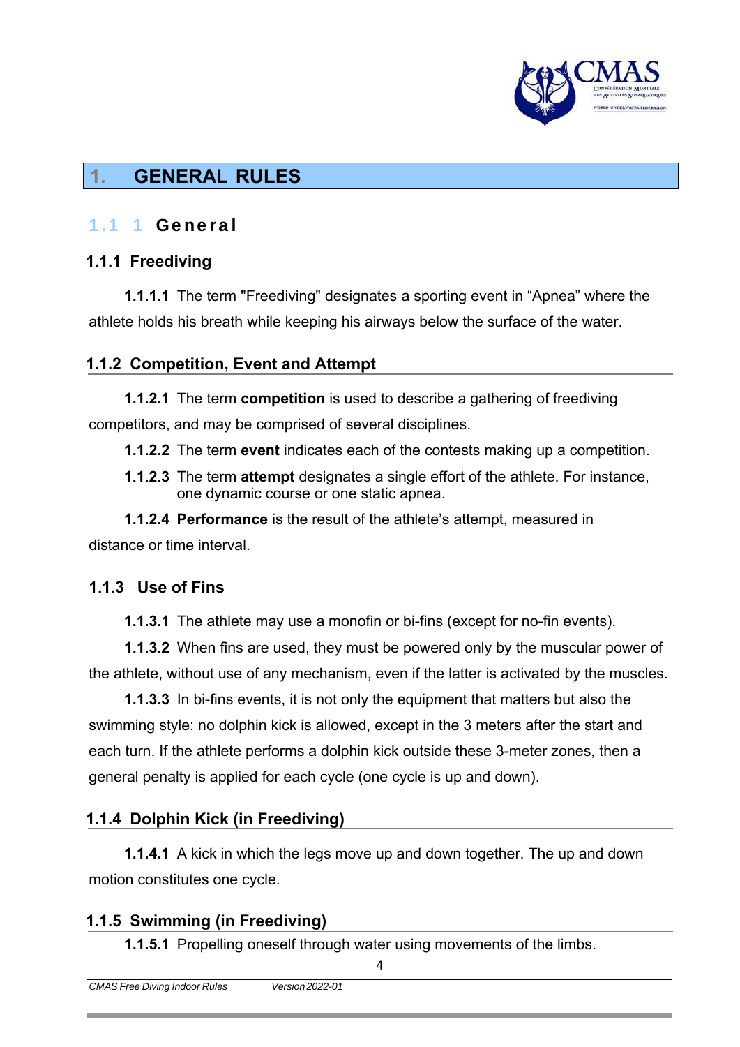# 1. GENERAL RULES

## 1.1 1 General

### 1.1.1 Freediving

**1.1.1.1** The term "Freediving" designates a sporting event in “Apnea” where the athlete holds his breath while keeping his airways below the surface of the water.

### 1.1.2 Competition, Event and Attempt

**1.1.2.1** The term **competition** is used to describe a gathering of freediving competitors, and may be comprised of several disciplines.

**1.1.2.2** The term **event** indicates each of the contests making up a competition.

**1.1.2.3** The term **attempt** designates a single effort of the athlete. For instance, one dynamic course or one static apnea.

**1.1.2.4** **Performance** is the result of the athlete’s attempt, measured in distance or time interval.

### 1.1.3 Use of Fins

**1.1.3.1** The athlete may use a monofin or bi-fins (except for no-fin events).

**1.1.3.2** When fins are used, they must be powered only by the muscular power of the athlete, without use of any mechanism, even if the latter is activated by the muscles.

**1.1.3.3** In bi-fins events, it is not only the equipment that matters but also the swimming style: no dolphin kick is allowed, except in the 3 meters after the start and each turn. If the athlete performs a dolphin kick outside these 3-meter zones, then a general penalty is applied for each cycle (one cycle is up and down).

### 1.1.4 Dolphin Kick (in Freediving)

**1.1.4.1** A kick in which the legs move up and down together. The up and down motion constitutes one cycle.

### 1.1.5 Swimming (in Freediving)

**1.1.5.1** Propelling oneself through water using movements of the limbs.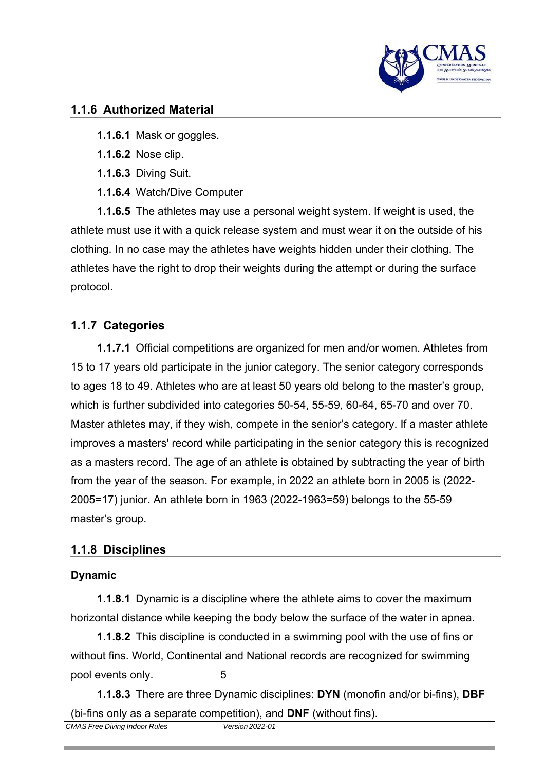### 1.1.6 Authorized Material

**1.1.6.1** Mask or goggles.

**1.1.6.2** Nose clip.

**1.1.6.3** Diving Suit.

**1.1.6.4** Watch/Dive Computer

**1.1.6.5** The athletes may use a personal weight system. If weight is used, the athlete must use it with a quick release system and must wear it on the outside of his clothing. In no case may the athletes have weights hidden under their clothing. The athletes have the right to drop their weights during the attempt or during the surface protocol.

### 1.1.7 Categories

**1.1.7.1** Official competitions are organized for men and/or women. Athletes from 15 to 17 years old participate in the junior category. The senior category corresponds to ages 18 to 49. Athletes who are at least 50 years old belong to the master's group, which is further subdivided into categories 50-54, 55-59, 60-64, 65-70 and over 70. Master athletes may, if they wish, compete in the senior's category. If a master athlete improves a masters' record while participating in the senior category this is recognized as a masters record. The age of an athlete is obtained by subtracting the year of birth from the year of the season. For example, in 2022 an athlete born in 2005 is (2022-2005=17) junior. An athlete born in 1963 (2022-1963=59) belongs to the 55-59 master's group.

### 1.1.8 Disciplines

**Dynamic**

**1.1.8.1** Dynamic is a discipline where the athlete aims to cover the maximum horizontal distance while keeping the body below the surface of the water in apnea.

**1.1.8.2** This discipline is conducted in a swimming pool with the use of fins or without fins. World, Continental and National records are recognized for swimming pool events only.

**1.1.8.3** There are three Dynamic disciplines: **DYN** (monofin and/or bi-fins), **DBF** (bi-fins only as a separate competition), and **DNF** (without fins).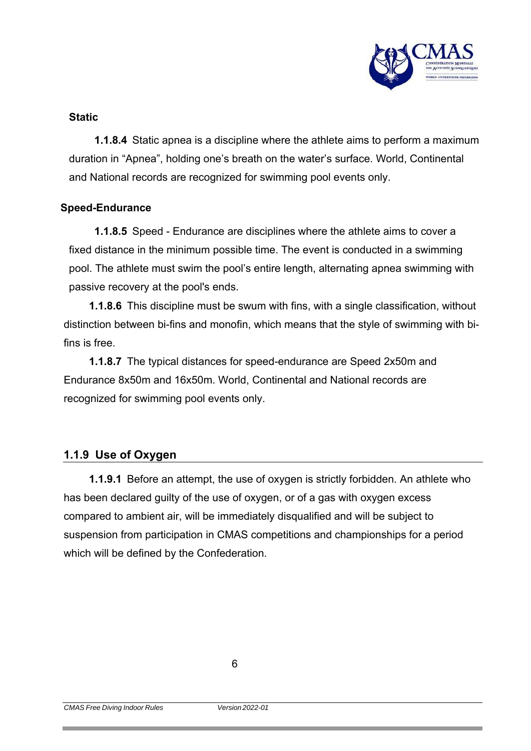**Static**

**1.1.8.4** Static apnea is a discipline where the athlete aims to perform a maximum duration in “Apnea”, holding one’s breath on the water’s surface. World, Continental and National records are recognized for swimming pool events only.

**Speed-Endurance**

**1.1.8.5** Speed - Endurance are disciplines where the athlete aims to cover a fixed distance in the minimum possible time. The event is conducted in a swimming pool. The athlete must swim the pool’s entire length, alternating apnea swimming with passive recovery at the pool's ends.

**1.1.8.6** This discipline must be swum with fins, with a single classification, without distinction between bi-fins and monofin, which means that the style of swimming with bi-fins is free.

**1.1.8.7** The typical distances for speed-endurance are Speed 2x50m and Endurance 8x50m and 16x50m. World, Continental and National records are recognized for swimming pool events only.

## 1.1.9 Use of Oxygen

**1.1.9.1** Before an attempt, the use of oxygen is strictly forbidden. An athlete who has been declared guilty of the use of oxygen, or of a gas with oxygen excess compared to ambient air, will be immediately disqualified and will be subject to suspension from participation in CMAS competitions and championships for a period which will be defined by the Confederation.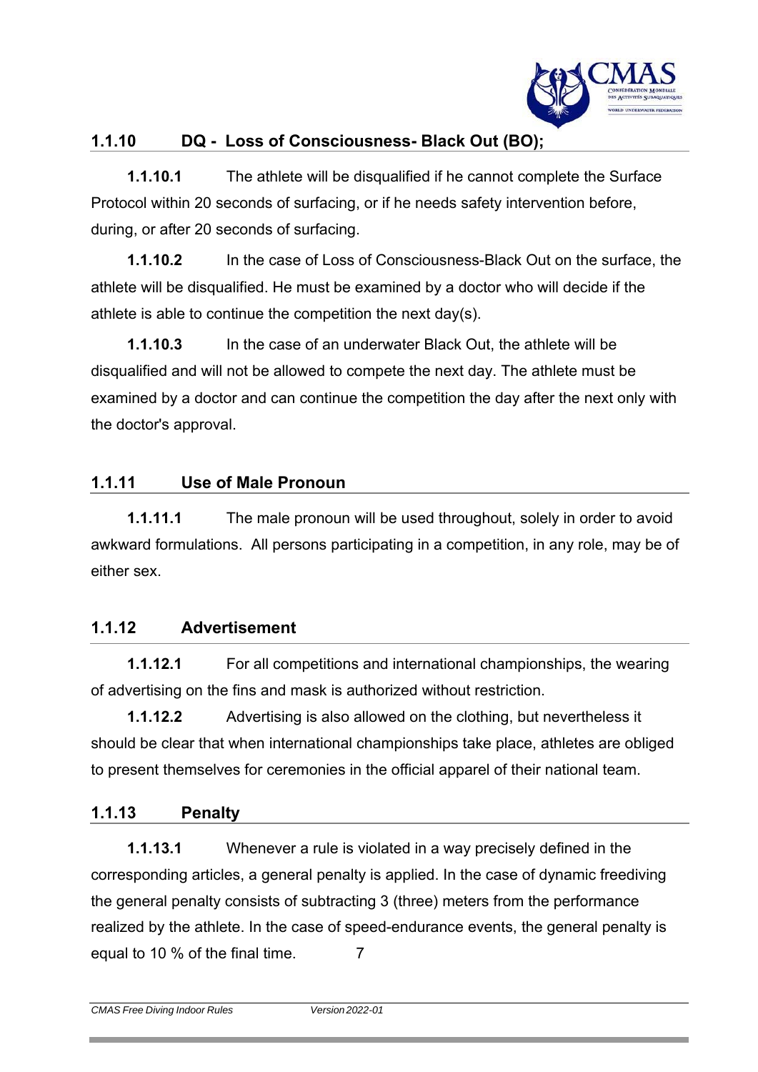### 1.1.10 DQ - Loss of Consciousness- Black Out (BO);

**1.1.10.1** The athlete will be disqualified if he cannot complete the Surface Protocol within 20 seconds of surfacing, or if he needs safety intervention before, during, or after 20 seconds of surfacing.

**1.1.10.2** In the case of Loss of Consciousness-Black Out on the surface, the athlete will be disqualified. He must be examined by a doctor who will decide if the athlete is able to continue the competition the next day(s).

**1.1.10.3** In the case of an underwater Black Out, the athlete will be disqualified and will not be allowed to compete the next day. The athlete must be examined by a doctor and can continue the competition the day after the next only with the doctor's approval.

### 1.1.11 Use of Male Pronoun

**1.1.11.1** The male pronoun will be used throughout, solely in order to avoid awkward formulations. All persons participating in a competition, in any role, may be of either sex.

### 1.1.12 Advertisement

**1.1.12.1** For all competitions and international championships, the wearing of advertising on the fins and mask is authorized without restriction.

**1.1.12.2** Advertising is also allowed on the clothing, but nevertheless it should be clear that when international championships take place, athletes are obliged to present themselves for ceremonies in the official apparel of their national team.

### 1.1.13 Penalty

**1.1.13.1** Whenever a rule is violated in a way precisely defined in the corresponding articles, a general penalty is applied. In the case of dynamic freediving the general penalty consists of subtracting 3 (three) meters from the performance realized by the athlete. In the case of speed-endurance events, the general penalty is equal to 10 % of the final time.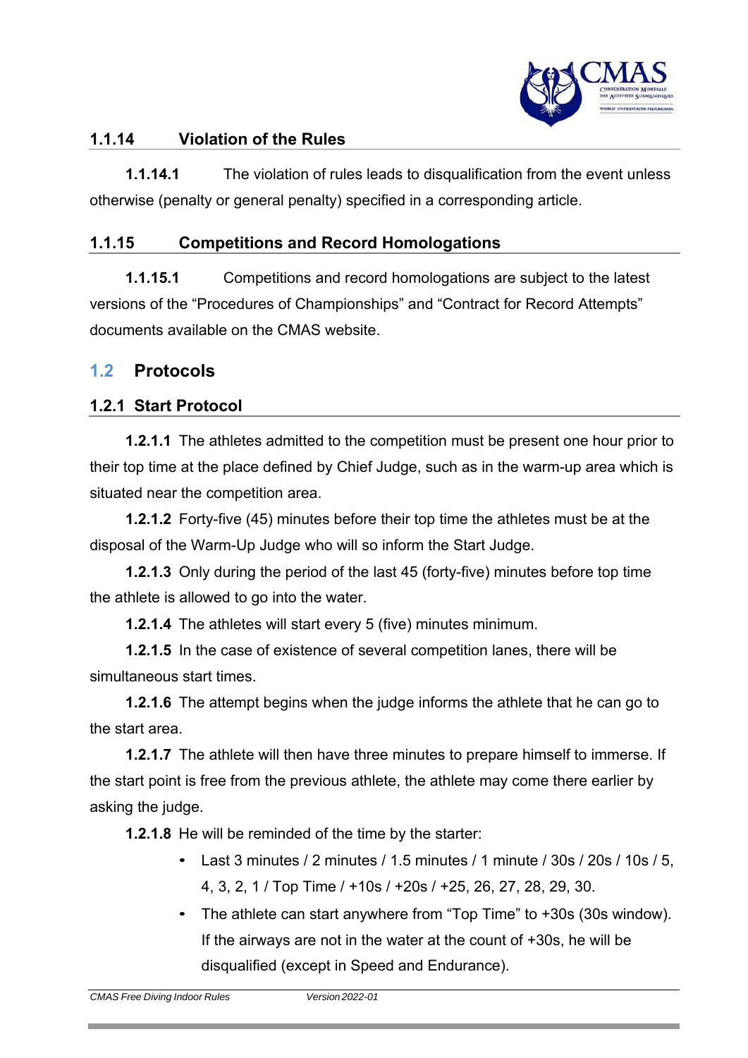### 1.1.14 Violation of the Rules

**1.1.14.1** The violation of rules leads to disqualification from the event unless otherwise (penalty or general penalty) specified in a corresponding article.

### 1.1.15 Competitions and Record Homologations

**1.1.15.1** Competitions and record homologations are subject to the latest versions of the "Procedures of Championships" and "Contract for Record Attempts" documents available on the CMAS website.

## 1.2 Protocols

### 1.2.1 Start Protocol

**1.2.1.1** The athletes admitted to the competition must be present one hour prior to their top time at the place defined by Chief Judge, such as in the warm-up area which is situated near the competition area.

**1.2.1.2** Forty-five (45) minutes before their top time the athletes must be at the disposal of the Warm-Up Judge who will so inform the Start Judge.

**1.2.1.3** Only during the period of the last 45 (forty-five) minutes before top time the athlete is allowed to go into the water.

**1.2.1.4** The athletes will start every 5 (five) minutes minimum.

**1.2.1.5** In the case of existence of several competition lanes, there will be simultaneous start times.

**1.2.1.6** The attempt begins when the judge informs the athlete that he can go to the start area.

**1.2.1.7** The athlete will then have three minutes to prepare himself to immerse. If the start point is free from the previous athlete, the athlete may come there earlier by asking the judge.

**1.2.1.8** He will be reminded of the time by the starter:

- Last 3 minutes / 2 minutes / 1.5 minutes / 1 minute / 30s / 20s / 10s / 5, 4, 3, 2, 1 / Top Time / +10s / +20s / +25, 26, 27, 28, 29, 30.
- The athlete can start anywhere from "Top Time" to +30s (30s window). If the airways are not in the water at the count of +30s, he will be disqualified (except in Speed and Endurance).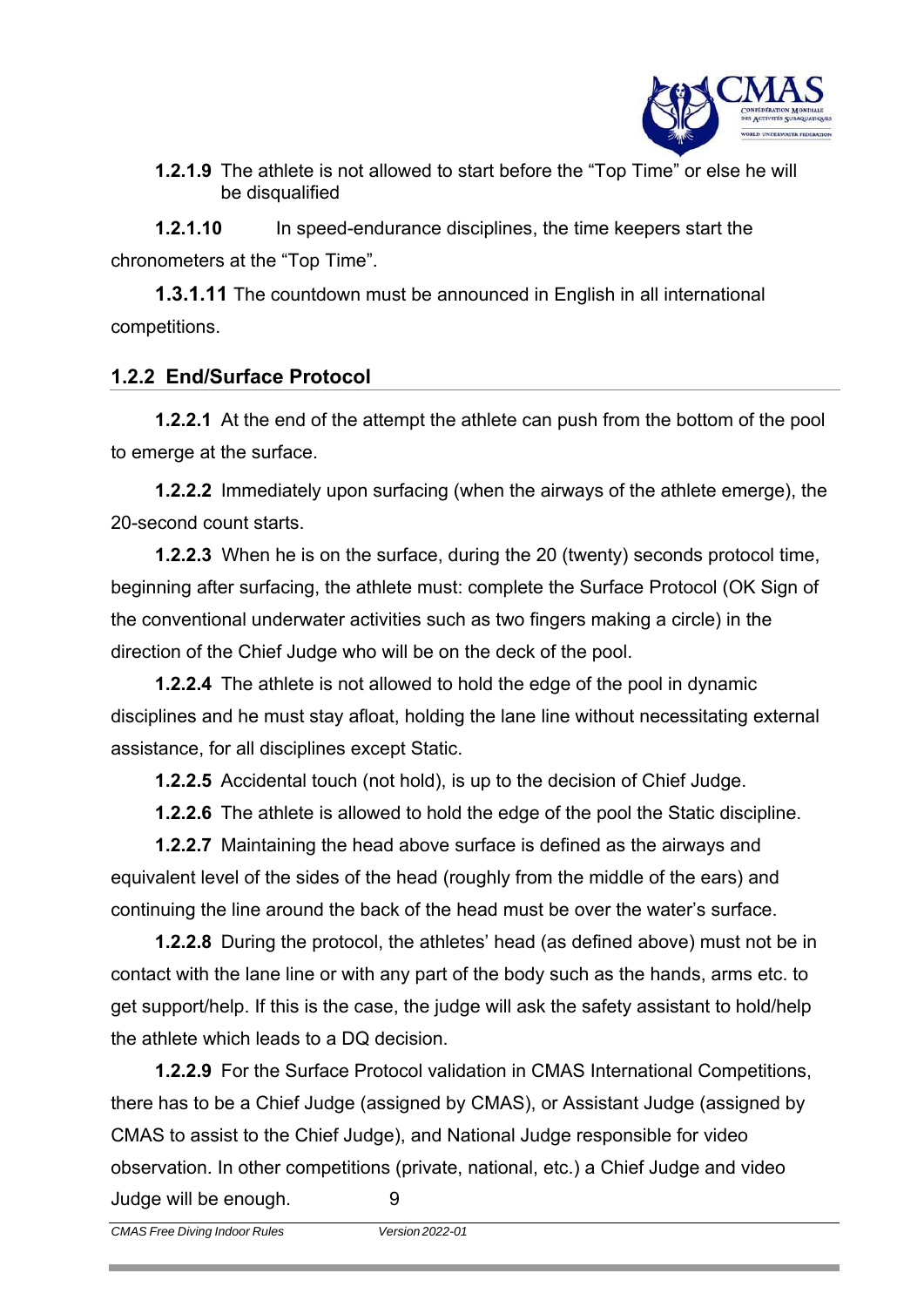**1.2.1.9** The athlete is not allowed to start before the “Top Time” or else he will be disqualified

**1.2.1.10** In speed-endurance disciplines, the time keepers start the chronometers at the “Top Time”.

**1.3.1.11** The countdown must be announced in English in all international competitions.

### 1.2.2 End/Surface Protocol

**1.2.2.1** At the end of the attempt the athlete can push from the bottom of the pool to emerge at the surface.

**1.2.2.2** Immediately upon surfacing (when the airways of the athlete emerge), the 20-second count starts.

**1.2.2.3** When he is on the surface, during the 20 (twenty) seconds protocol time, beginning after surfacing, the athlete must: complete the Surface Protocol (OK Sign of the conventional underwater activities such as two fingers making a circle) in the direction of the Chief Judge who will be on the deck of the pool.

**1.2.2.4** The athlete is not allowed to hold the edge of the pool in dynamic disciplines and he must stay afloat, holding the lane line without necessitating external assistance, for all disciplines except Static.

**1.2.2.5** Accidental touch (not hold), is up to the decision of Chief Judge.

**1.2.2.6** The athlete is allowed to hold the edge of the pool the Static discipline.

**1.2.2.7** Maintaining the head above surface is defined as the airways and equivalent level of the sides of the head (roughly from the middle of the ears) and continuing the line around the back of the head must be over the water’s surface.

**1.2.2.8** During the protocol, the athletes’ head (as defined above) must not be in contact with the lane line or with any part of the body such as the hands, arms etc. to get support/help. If this is the case, the judge will ask the safety assistant to hold/help the athlete which leads to a DQ decision.

**1.2.2.9** For the Surface Protocol validation in CMAS International Competitions, there has to be a Chief Judge (assigned by CMAS), or Assistant Judge (assigned by CMAS to assist to the Chief Judge), and National Judge responsible for video observation. In other competitions (private, national, etc.) a Chief Judge and video Judge will be enough.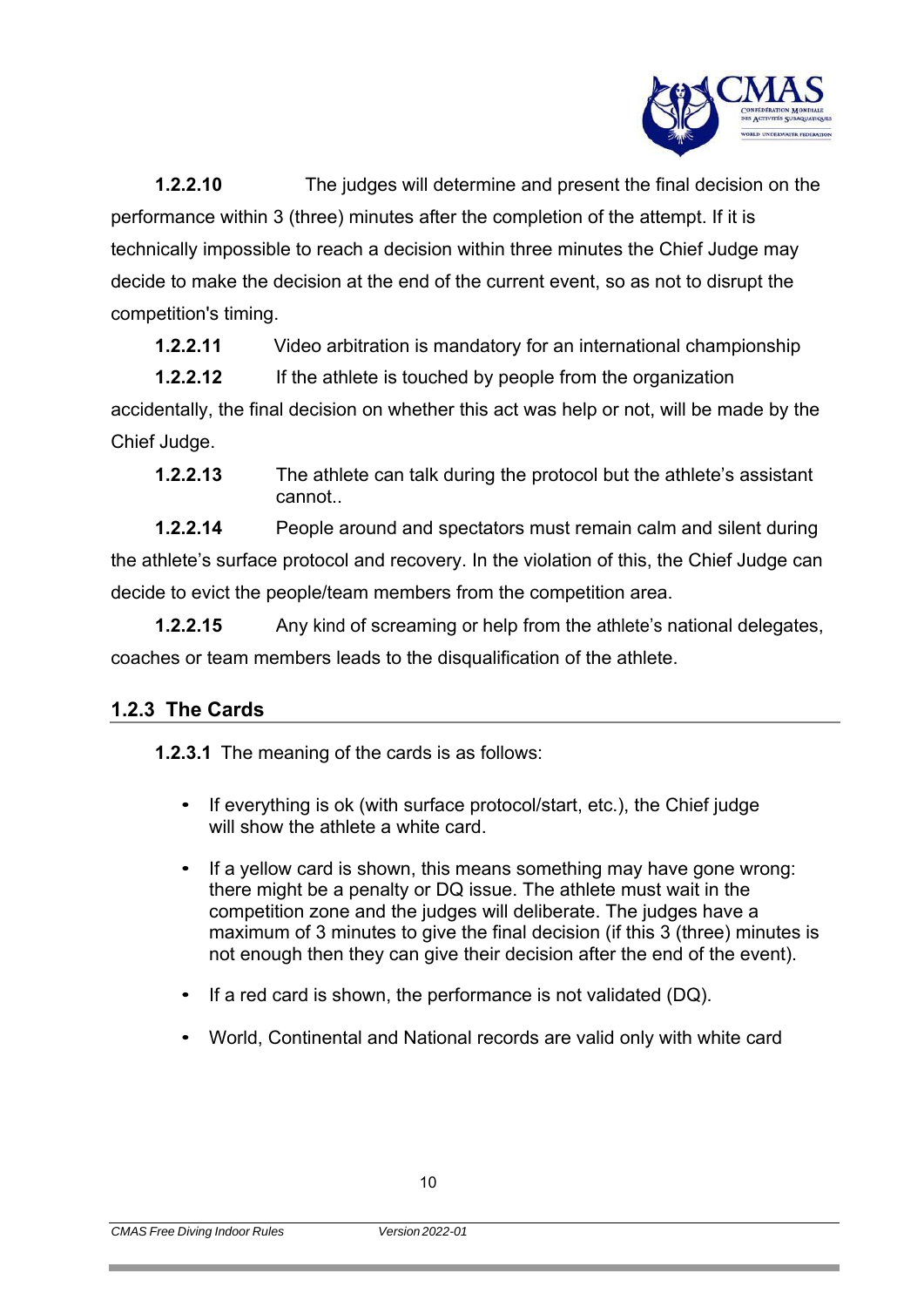**1.2.2.10** The judges will determine and present the final decision on the performance within 3 (three) minutes after the completion of the attempt. If it is technically impossible to reach a decision within three minutes the Chief Judge may decide to make the decision at the end of the current event, so as not to disrupt the competition's timing.

**1.2.2.11** Video arbitration is mandatory for an international championship

**1.2.2.12** If the athlete is touched by people from the organization accidentally, the final decision on whether this act was help or not, will be made by the Chief Judge.

**1.2.2.13** The athlete can talk during the protocol but the athlete's assistant cannot..

**1.2.2.14** People around and spectators must remain calm and silent during the athlete's surface protocol and recovery. In the violation of this, the Chief Judge can decide to evict the people/team members from the competition area.

**1.2.2.15** Any kind of screaming or help from the athlete's national delegates, coaches or team members leads to the disqualification of the athlete.

## 1.2.3 The Cards

**1.2.3.1** The meaning of the cards is as follows:

- If everything is ok (with surface protocol/start, etc.), the Chief judge will show the athlete a white card.
- If a yellow card is shown, this means something may have gone wrong: there might be a penalty or DQ issue. The athlete must wait in the competition zone and the judges will deliberate. The judges have a maximum of 3 minutes to give the final decision (if this 3 (three) minutes is not enough then they can give their decision after the end of the event).
- If a red card is shown, the performance is not validated (DQ).
- World, Continental and National records are valid only with white card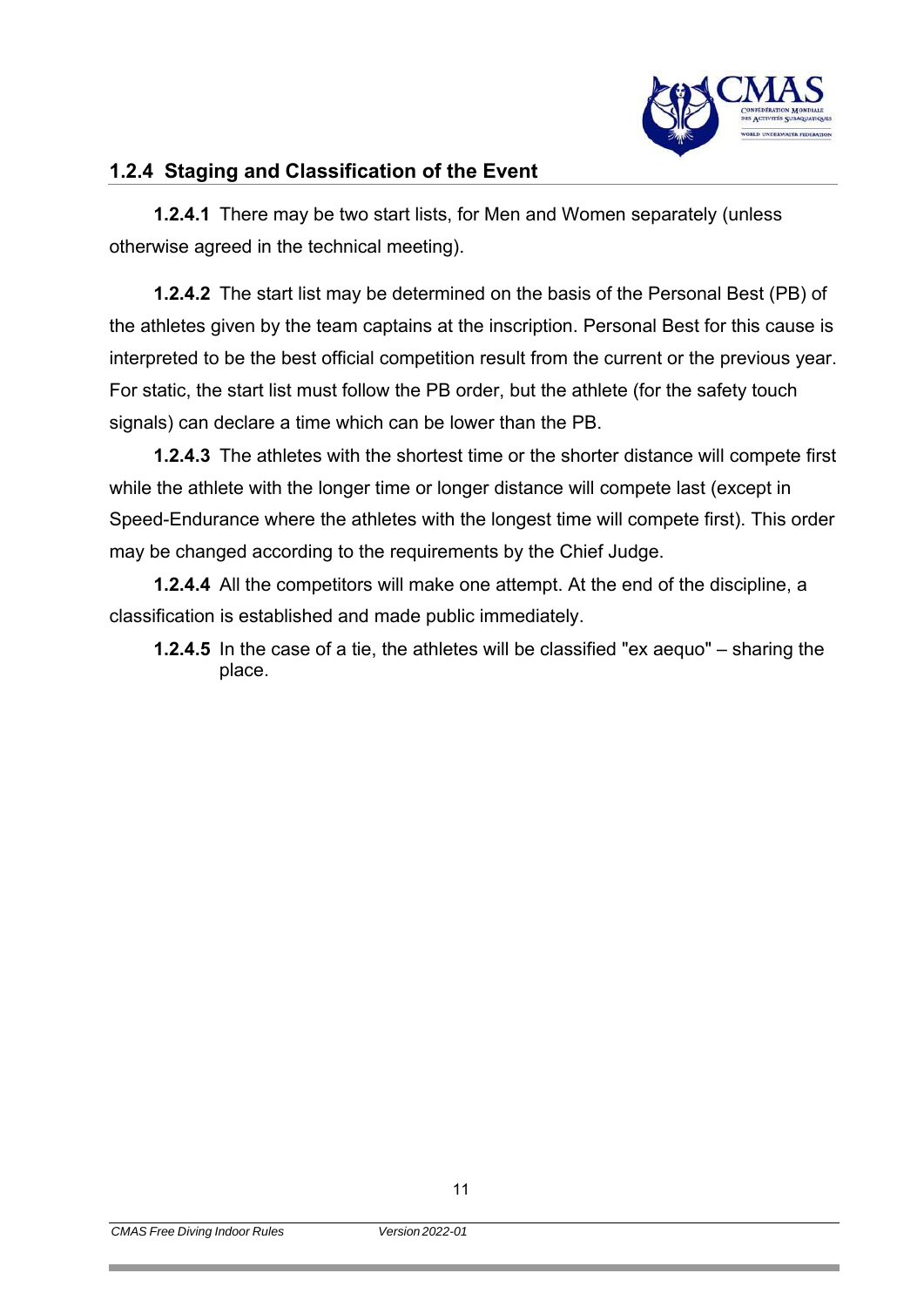### 1.2.4 Staging and Classification of the Event

**1.2.4.1** There may be two start lists, for Men and Women separately (unless otherwise agreed in the technical meeting).

**1.2.4.2** The start list may be determined on the basis of the Personal Best (PB) of the athletes given by the team captains at the inscription. Personal Best for this cause is interpreted to be the best official competition result from the current or the previous year. For static, the start list must follow the PB order, but the athlete (for the safety touch signals) can declare a time which can be lower than the PB.

**1.2.4.3** The athletes with the shortest time or the shorter distance will compete first while the athlete with the longer time or longer distance will compete last (except in Speed-Endurance where the athletes with the longest time will compete first). This order may be changed according to the requirements by the Chief Judge.

**1.2.4.4** All the competitors will make one attempt. At the end of the discipline, a classification is established and made public immediately.

**1.2.4.5** In the case of a tie, the athletes will be classified "ex aequo" – sharing the place.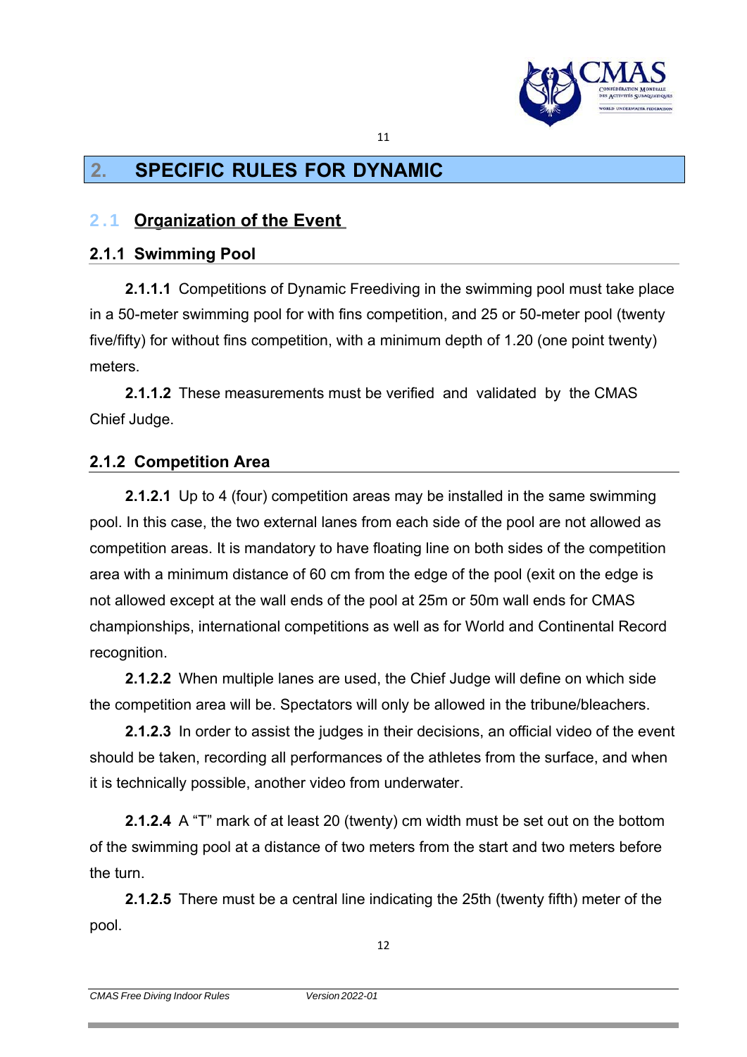## 2. SPECIFIC RULES FOR DYNAMIC

### 2.1 Organization of the Event

#### 2.1.1 Swimming Pool

**2.1.1.1** Competitions of Dynamic Freediving in the swimming pool must take place in a 50-meter swimming pool for with fins competition, and 25 or 50-meter pool (twenty five/fifty) for without fins competition, with a minimum depth of 1.20 (one point twenty) meters.

**2.1.1.2** These measurements must be verified and validated by the CMAS Chief Judge.

#### 2.1.2 Competition Area

**2.1.2.1** Up to 4 (four) competition areas may be installed in the same swimming pool. In this case, the two external lanes from each side of the pool are not allowed as competition areas. It is mandatory to have floating line on both sides of the competition area with a minimum distance of 60 cm from the edge of the pool (exit on the edge is not allowed except at the wall ends of the pool at 25m or 50m wall ends for CMAS championships, international competitions as well as for World and Continental Record recognition.

**2.1.2.2** When multiple lanes are used, the Chief Judge will define on which side the competition area will be. Spectators will only be allowed in the tribune/bleachers.

**2.1.2.3** In order to assist the judges in their decisions, an official video of the event should be taken, recording all performances of the athletes from the surface, and when it is technically possible, another video from underwater.

**2.1.2.4** A "T" mark of at least 20 (twenty) cm width must be set out on the bottom of the swimming pool at a distance of two meters from the start and two meters before the turn.

**2.1.2.5** There must be a central line indicating the 25th (twenty fifth) meter of the pool.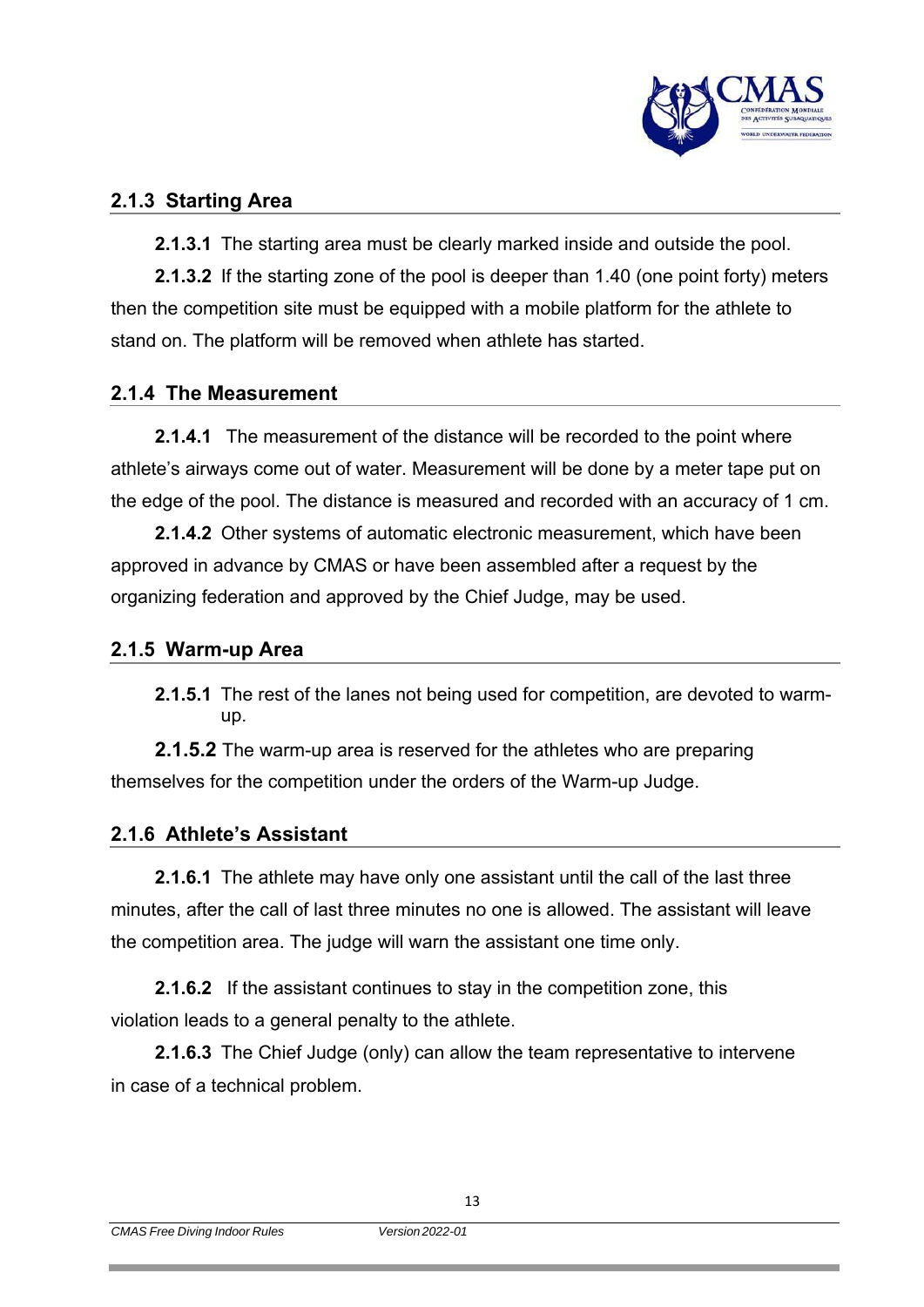### 2.1.3 Starting Area

**2.1.3.1** The starting area must be clearly marked inside and outside the pool.

**2.1.3.2** If the starting zone of the pool is deeper than 1.40 (one point forty) meters then the competition site must be equipped with a mobile platform for the athlete to stand on. The platform will be removed when athlete has started.

### 2.1.4 The Measurement

**2.1.4.1** The measurement of the distance will be recorded to the point where athlete's airways come out of water. Measurement will be done by a meter tape put on the edge of the pool. The distance is measured and recorded with an accuracy of 1 cm.

**2.1.4.2** Other systems of automatic electronic measurement, which have been approved in advance by CMAS or have been assembled after a request by the organizing federation and approved by the Chief Judge, may be used.

### 2.1.5 Warm-up Area

**2.1.5.1** The rest of the lanes not being used for competition, are devoted to warm-up.

**2.1.5.2** The warm-up area is reserved for the athletes who are preparing themselves for the competition under the orders of the Warm-up Judge.

### 2.1.6 Athlete's Assistant

**2.1.6.1** The athlete may have only one assistant until the call of the last three minutes, after the call of last three minutes no one is allowed. The assistant will leave the competition area. The judge will warn the assistant one time only.

**2.1.6.2** If the assistant continues to stay in the competition zone, this violation leads to a general penalty to the athlete.

**2.1.6.3** The Chief Judge (only) can allow the team representative to intervene in case of a technical problem.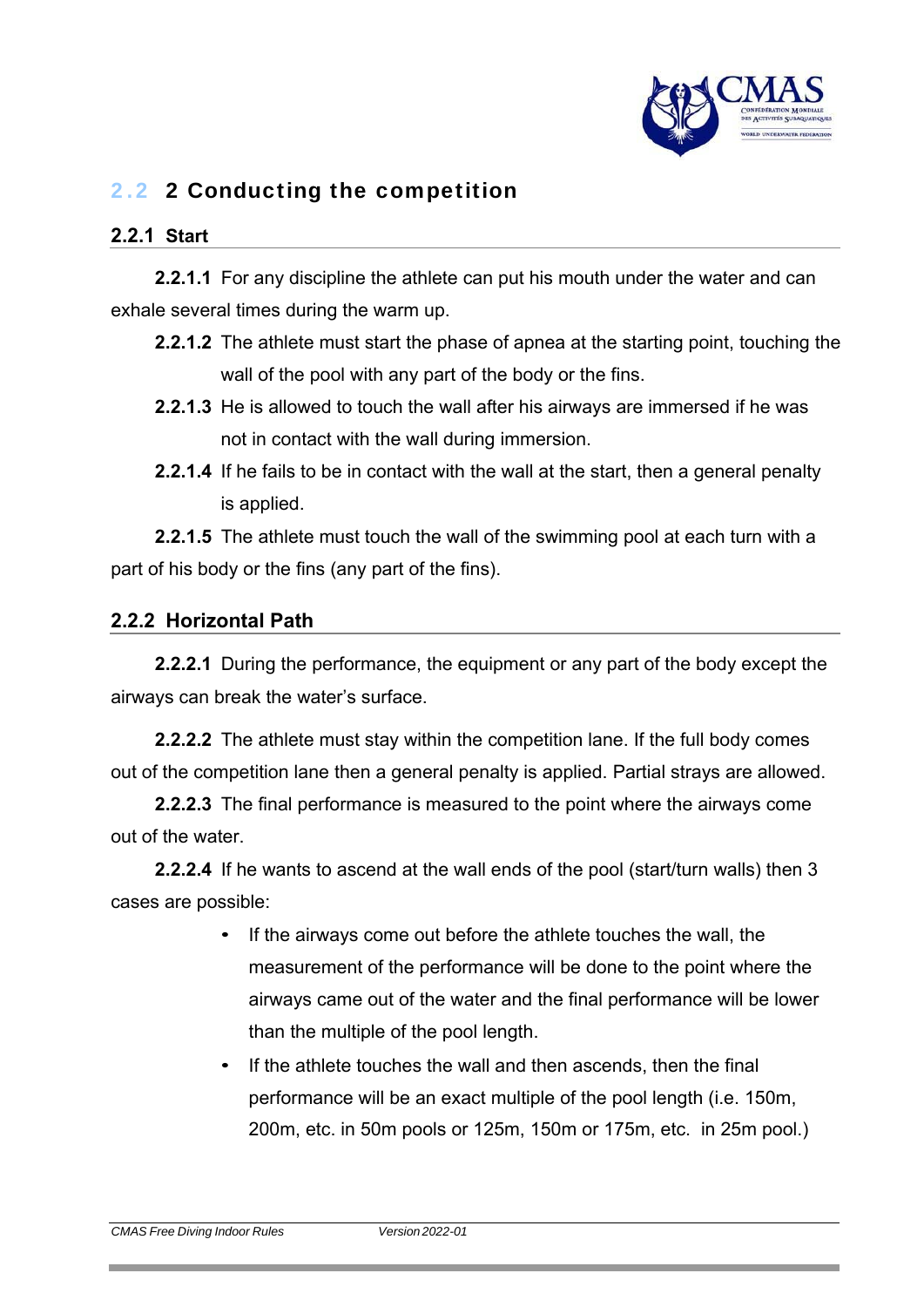## 2.2 2 Conducting the competition

### 2.2.1 Start

**2.2.1.1** For any discipline the athlete can put his mouth under the water and can exhale several times during the warm up.

**2.2.1.2** The athlete must start the phase of apnea at the starting point, touching the wall of the pool with any part of the body or the fins.

**2.2.1.3** He is allowed to touch the wall after his airways are immersed if he was not in contact with the wall during immersion.

**2.2.1.4** If he fails to be in contact with the wall at the start, then a general penalty is applied.

**2.2.1.5** The athlete must touch the wall of the swimming pool at each turn with a part of his body or the fins (any part of the fins).

### 2.2.2 Horizontal Path

**2.2.2.1** During the performance, the equipment or any part of the body except the airways can break the water's surface.

**2.2.2.2** The athlete must stay within the competition lane. If the full body comes out of the competition lane then a general penalty is applied. Partial strays are allowed.

**2.2.2.3** The final performance is measured to the point where the airways come out of the water.

**2.2.2.4** If he wants to ascend at the wall ends of the pool (start/turn walls) then 3 cases are possible:

- If the airways come out before the athlete touches the wall, the measurement of the performance will be done to the point where the airways came out of the water and the final performance will be lower than the multiple of the pool length.
- If the athlete touches the wall and then ascends, then the final performance will be an exact multiple of the pool length (i.e. 150m, 200m, etc. in 50m pools or 125m, 150m or 175m, etc. in 25m pool.)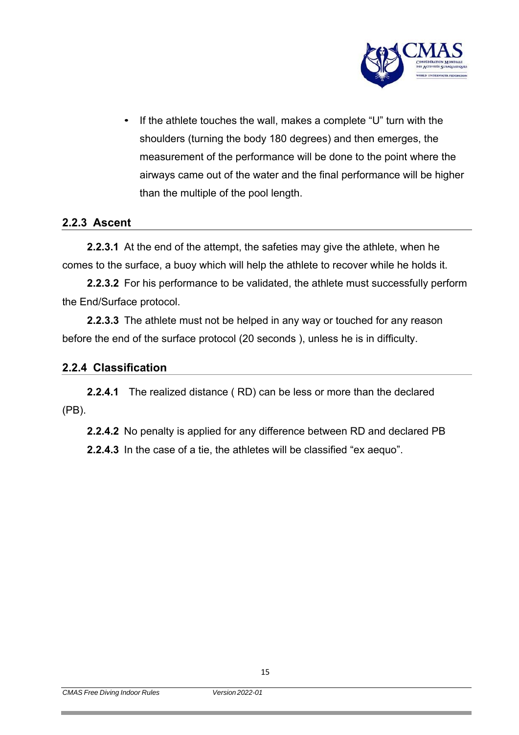- If the athlete touches the wall, makes a complete “U” turn with the shoulders (turning the body 180 degrees) and then emerges, the measurement of the performance will be done to the point where the airways came out of the water and the final performance will be higher than the multiple of the pool length.

### 2.2.3 Ascent

**2.2.3.1** At the end of the attempt, the safeties may give the athlete, when he comes to the surface, a buoy which will help the athlete to recover while he holds it.

**2.2.3.2** For his performance to be validated, the athlete must successfully perform the End/Surface protocol.

**2.2.3.3** The athlete must not be helped in any way or touched for any reason before the end of the surface protocol (20 seconds ), unless he is in difficulty.

### 2.2.4 Classification

**2.2.4.1** The realized distance ( RD) can be less or more than the declared (PB).

**2.2.4.2** No penalty is applied for any difference between RD and declared PB

**2.2.4.3** In the case of a tie, the athletes will be classified “ex aequo”.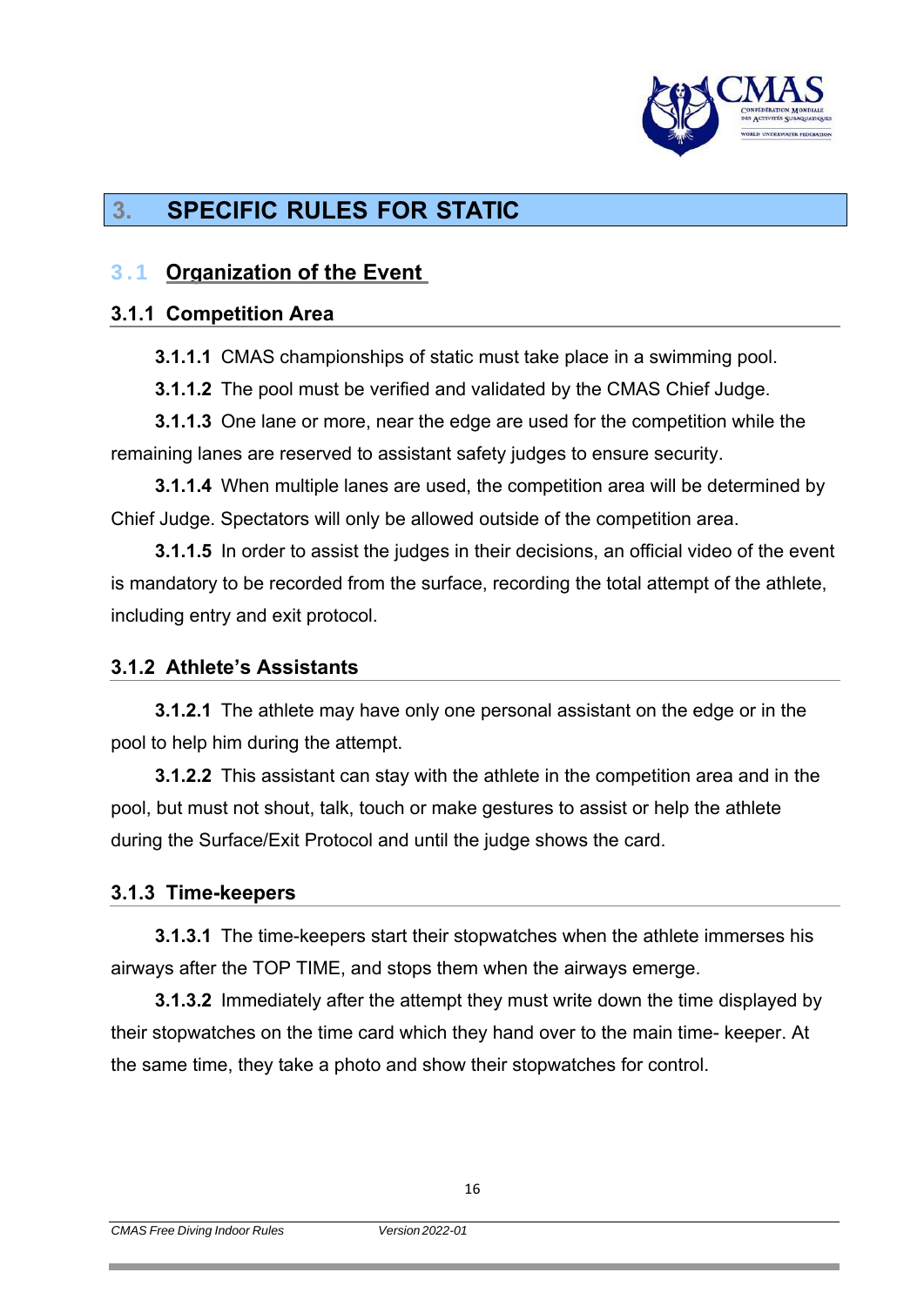# 3. SPECIFIC RULES FOR STATIC

## 3.1 Organization of the Event

### 3.1.1 Competition Area

**3.1.1.1** CMAS championships of static must take place in a swimming pool.

**3.1.1.2** The pool must be verified and validated by the CMAS Chief Judge.

**3.1.1.3** One lane or more, near the edge are used for the competition while the remaining lanes are reserved to assistant safety judges to ensure security.

**3.1.1.4** When multiple lanes are used, the competition area will be determined by Chief Judge. Spectators will only be allowed outside of the competition area.

**3.1.1.5** In order to assist the judges in their decisions, an official video of the event is mandatory to be recorded from the surface, recording the total attempt of the athlete, including entry and exit protocol.

### 3.1.2 Athlete's Assistants

**3.1.2.1** The athlete may have only one personal assistant on the edge or in the pool to help him during the attempt.

**3.1.2.2** This assistant can stay with the athlete in the competition area and in the pool, but must not shout, talk, touch or make gestures to assist or help the athlete during the Surface/Exit Protocol and until the judge shows the card.

### 3.1.3 Time-keepers

**3.1.3.1** The time-keepers start their stopwatches when the athlete immerses his airways after the TOP TIME, and stops them when the airways emerge.

**3.1.3.2** Immediately after the attempt they must write down the time displayed by their stopwatches on the time card which they hand over to the main time- keeper. At the same time, they take a photo and show their stopwatches for control.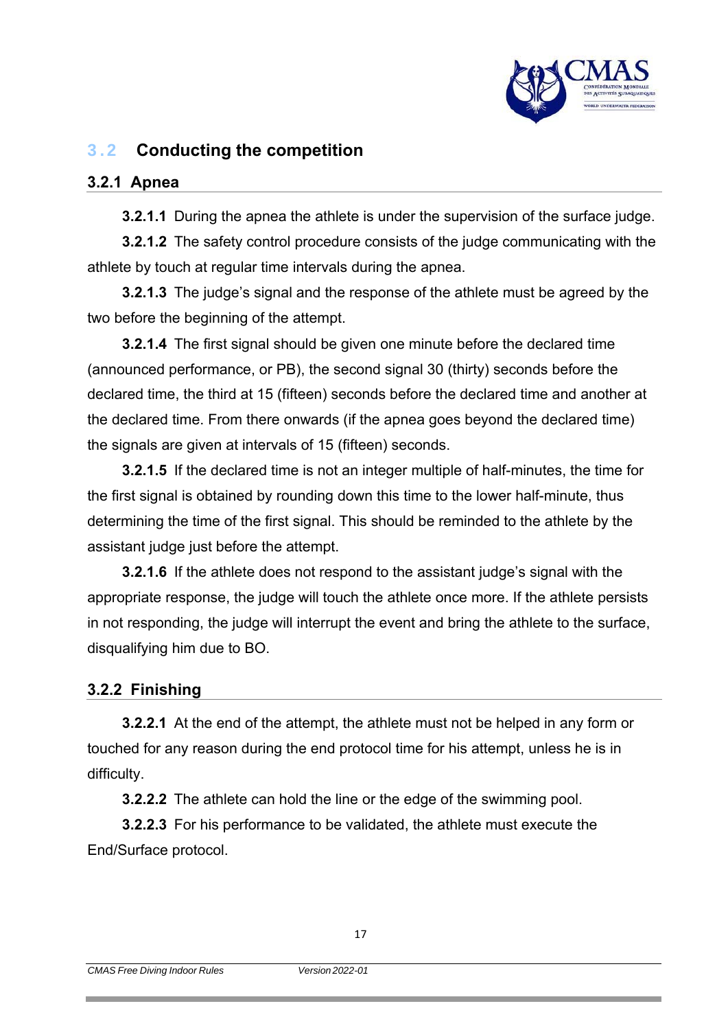## 3.2 Conducting the competition

### 3.2.1 Apnea

**3.2.1.1** During the apnea the athlete is under the supervision of the surface judge.

**3.2.1.2** The safety control procedure consists of the judge communicating with the athlete by touch at regular time intervals during the apnea.

**3.2.1.3** The judge's signal and the response of the athlete must be agreed by the two before the beginning of the attempt.

**3.2.1.4** The first signal should be given one minute before the declared time (announced performance, or PB), the second signal 30 (thirty) seconds before the declared time, the third at 15 (fifteen) seconds before the declared time and another at the declared time. From there onwards (if the apnea goes beyond the declared time) the signals are given at intervals of 15 (fifteen) seconds.

**3.2.1.5** If the declared time is not an integer multiple of half-minutes, the time for the first signal is obtained by rounding down this time to the lower half-minute, thus determining the time of the first signal. This should be reminded to the athlete by the assistant judge just before the attempt.

**3.2.1.6** If the athlete does not respond to the assistant judge's signal with the appropriate response, the judge will touch the athlete once more. If the athlete persists in not responding, the judge will interrupt the event and bring the athlete to the surface, disqualifying him due to BO.

### 3.2.2 Finishing

**3.2.2.1** At the end of the attempt, the athlete must not be helped in any form or touched for any reason during the end protocol time for his attempt, unless he is in difficulty.

**3.2.2.2** The athlete can hold the line or the edge of the swimming pool.

**3.2.2.3** For his performance to be validated, the athlete must execute the End/Surface protocol.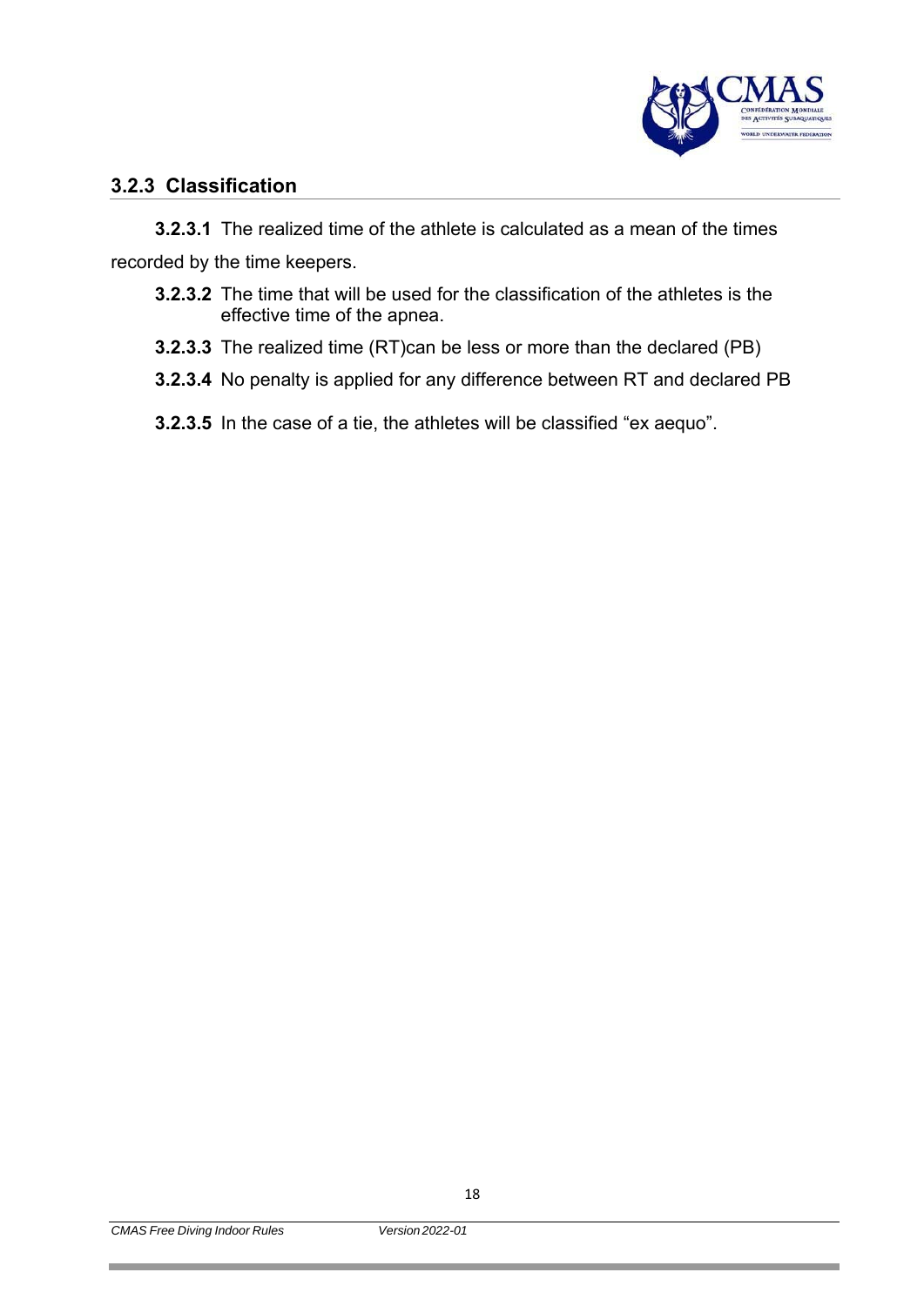### 3.2.3 Classification

**3.2.3.1** The realized time of the athlete is calculated as a mean of the times recorded by the time keepers.

**3.2.3.2** The time that will be used for the classification of the athletes is the effective time of the apnea.

**3.2.3.3** The realized time (RT)can be less or more than the declared (PB)

**3.2.3.4** No penalty is applied for any difference between RT and declared PB

**3.2.3.5** In the case of a tie, the athletes will be classified “ex aequo”.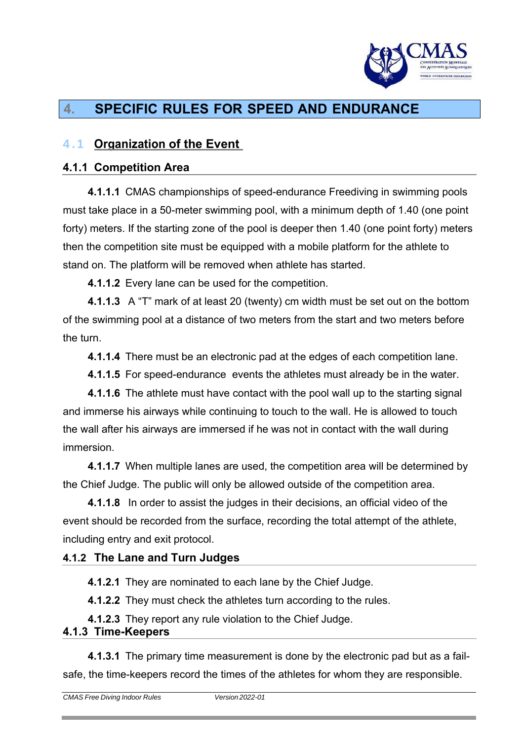# 4. SPECIFIC RULES FOR SPEED AND ENDURANCE

## 4.1 Organization of the Event

### 4.1.1 Competition Area

**4.1.1.1** CMAS championships of speed-endurance Freediving in swimming pools must take place in a 50-meter swimming pool, with a minimum depth of 1.40 (one point forty) meters. If the starting zone of the pool is deeper then 1.40 (one point forty) meters then the competition site must be equipped with a mobile platform for the athlete to stand on. The platform will be removed when athlete has started.

**4.1.1.2** Every lane can be used for the competition.

**4.1.1.3** A “T” mark of at least 20 (twenty) cm width must be set out on the bottom of the swimming pool at a distance of two meters from the start and two meters before the turn.

**4.1.1.4** There must be an electronic pad at the edges of each competition lane.

**4.1.1.5** For speed-endurance events the athletes must already be in the water.

**4.1.1.6** The athlete must have contact with the pool wall up to the starting signal and immerse his airways while continuing to touch to the wall. He is allowed to touch the wall after his airways are immersed if he was not in contact with the wall during immersion.

**4.1.1.7** When multiple lanes are used, the competition area will be determined by the Chief Judge. The public will only be allowed outside of the competition area.

**4.1.1.8** In order to assist the judges in their decisions, an official video of the event should be recorded from the surface, recording the total attempt of the athlete, including entry and exit protocol.

### 4.1.2 The Lane and Turn Judges

**4.1.2.1** They are nominated to each lane by the Chief Judge.

**4.1.2.2** They must check the athletes turn according to the rules.

**4.1.2.3** They report any rule violation to the Chief Judge.

### 4.1.3 Time-Keepers

**4.1.3.1** The primary time measurement is done by the electronic pad but as a fail-safe, the time-keepers record the times of the athletes for whom they are responsible.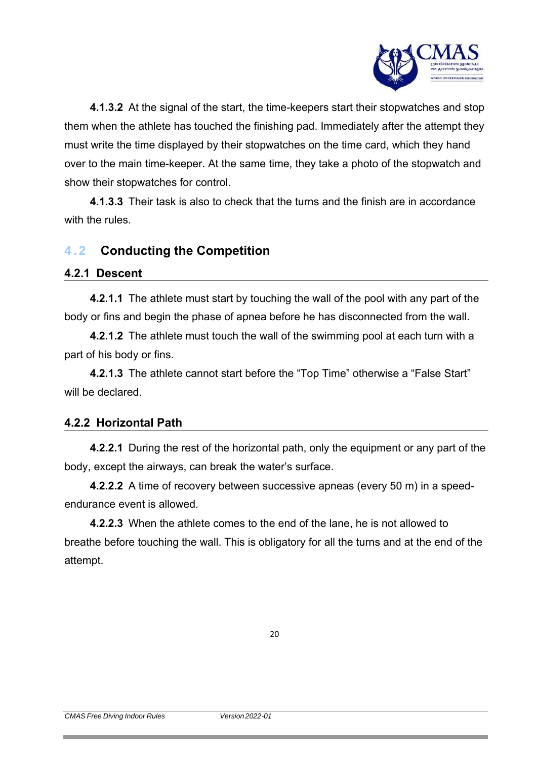**4.1.3.2** At the signal of the start, the time-keepers start their stopwatches and stop them when the athlete has touched the finishing pad. Immediately after the attempt they must write the time displayed by their stopwatches on the time card, which they hand over to the main time-keeper. At the same time, they take a photo of the stopwatch and show their stopwatches for control.

**4.1.3.3** Their task is also to check that the turns and the finish are in accordance with the rules.

## 4.2 Conducting the Competition

### 4.2.1 Descent

**4.2.1.1** The athlete must start by touching the wall of the pool with any part of the body or fins and begin the phase of apnea before he has disconnected from the wall.

**4.2.1.2** The athlete must touch the wall of the swimming pool at each turn with a part of his body or fins.

**4.2.1.3** The athlete cannot start before the "Top Time" otherwise a "False Start" will be declared.

### 4.2.2 Horizontal Path

**4.2.2.1** During the rest of the horizontal path, only the equipment or any part of the body, except the airways, can break the water's surface.

**4.2.2.2** A time of recovery between successive apneas (every 50 m) in a speed-endurance event is allowed.

**4.2.2.3** When the athlete comes to the end of the lane, he is not allowed to breathe before touching the wall. This is obligatory for all the turns and at the end of the attempt.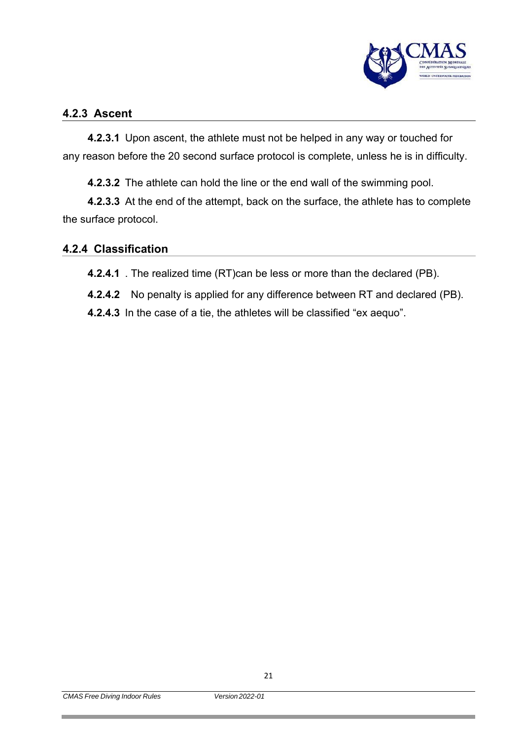### 4.2.3 Ascent

**4.2.3.1** Upon ascent, the athlete must not be helped in any way or touched for any reason before the 20 second surface protocol is complete, unless he is in difficulty.

**4.2.3.2** The athlete can hold the line or the end wall of the swimming pool.

**4.2.3.3** At the end of the attempt, back on the surface, the athlete has to complete the surface protocol.

### 4.2.4 Classification

**4.2.4.1** . The realized time (RT)can be less or more than the declared (PB).

**4.2.4.2** No penalty is applied for any difference between RT and declared (PB).

**4.2.4.3** In the case of a tie, the athletes will be classified "ex aequo".